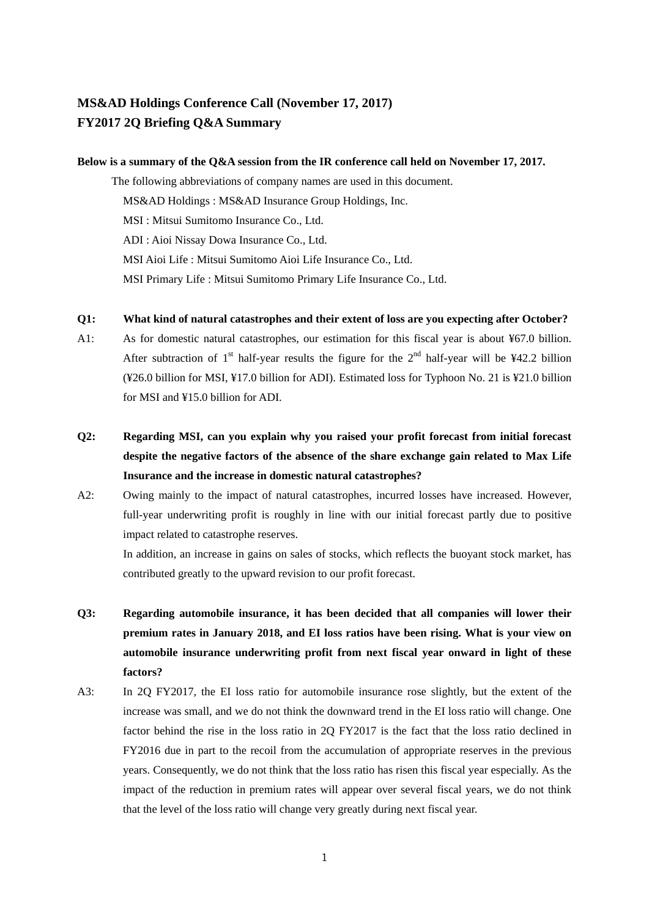# MS&AD Holdings Conference Call (November 17, 2017)
# FY2017 2Q Briefing Q&A Summary

**Below is a summary of the Q&A session from the IR conference call held on November 17, 2017.**

The following abbreviations of company names are used in this document.

MS&AD Holdings : MS&AD Insurance Group Holdings, Inc.

MSI : Mitsui Sumitomo Insurance Co., Ltd.

ADI : Aioi Nissay Dowa Insurance Co., Ltd.

MSI Aioi Life : Mitsui Sumitomo Aioi Life Insurance Co., Ltd.

MSI Primary Life : Mitsui Sumitomo Primary Life Insurance Co., Ltd.

**Q1: What kind of natural catastrophes and their extent of loss are you expecting after October?**

A1: As for domestic natural catastrophes, our estimation for this fiscal year is about ¥67.0 billion. After subtraction of 1st half-year results the figure for the 2nd half-year will be ¥42.2 billion (¥26.0 billion for MSI, ¥17.0 billion for ADI). Estimated loss for Typhoon No. 21 is ¥21.0 billion for MSI and ¥15.0 billion for ADI.

**Q2: Regarding MSI, can you explain why you raised your profit forecast from initial forecast despite the negative factors of the absence of the share exchange gain related to Max Life Insurance and the increase in domestic natural catastrophes?**

A2: Owing mainly to the impact of natural catastrophes, incurred losses have increased. However, full-year underwriting profit is roughly in line with our initial forecast partly due to positive impact related to catastrophe reserves.

In addition, an increase in gains on sales of stocks, which reflects the buoyant stock market, has contributed greatly to the upward revision to our profit forecast.

**Q3: Regarding automobile insurance, it has been decided that all companies will lower their premium rates in January 2018, and EI loss ratios have been rising. What is your view on automobile insurance underwriting profit from next fiscal year onward in light of these factors?**

A3: In 2Q FY2017, the EI loss ratio for automobile insurance rose slightly, but the extent of the increase was small, and we do not think the downward trend in the EI loss ratio will change. One factor behind the rise in the loss ratio in 2Q FY2017 is the fact that the loss ratio declined in FY2016 due in part to the recoil from the accumulation of appropriate reserves in the previous years. Consequently, we do not think that the loss ratio has risen this fiscal year especially. As the impact of the reduction in premium rates will appear over several fiscal years, we do not think that the level of the loss ratio will change very greatly during next fiscal year.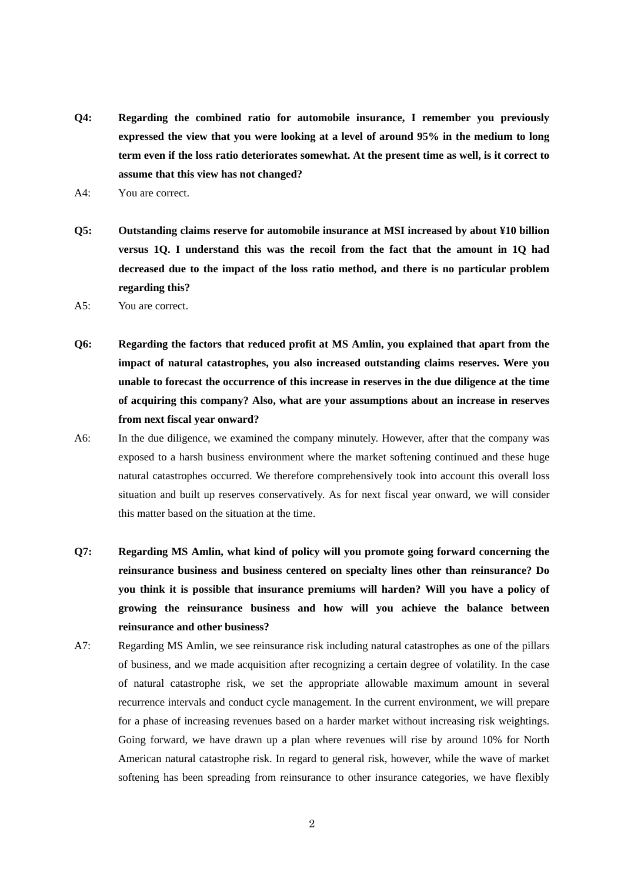**Q4: Regarding the combined ratio for automobile insurance, I remember you previously expressed the view that you were looking at a level of around 95% in the medium to long term even if the loss ratio deteriorates somewhat. At the present time as well, is it correct to assume that this view has not changed?**

A4: You are correct.

**Q5: Outstanding claims reserve for automobile insurance at MSI increased by about ¥10 billion versus 1Q. I understand this was the recoil from the fact that the amount in 1Q had decreased due to the impact of the loss ratio method, and there is no particular problem regarding this?**

A5: You are correct.

**Q6: Regarding the factors that reduced profit at MS Amlin, you explained that apart from the impact of natural catastrophes, you also increased outstanding claims reserves. Were you unable to forecast the occurrence of this increase in reserves in the due diligence at the time of acquiring this company? Also, what are your assumptions about an increase in reserves from next fiscal year onward?**

A6: In the due diligence, we examined the company minutely. However, after that the company was exposed to a harsh business environment where the market softening continued and these huge natural catastrophes occurred. We therefore comprehensively took into account this overall loss situation and built up reserves conservatively. As for next fiscal year onward, we will consider this matter based on the situation at the time.

**Q7: Regarding MS Amlin, what kind of policy will you promote going forward concerning the reinsurance business and business centered on specialty lines other than reinsurance? Do you think it is possible that insurance premiums will harden? Will you have a policy of growing the reinsurance business and how will you achieve the balance between reinsurance and other business?**

A7: Regarding MS Amlin, we see reinsurance risk including natural catastrophes as one of the pillars of business, and we made acquisition after recognizing a certain degree of volatility. In the case of natural catastrophe risk, we set the appropriate allowable maximum amount in several recurrence intervals and conduct cycle management. In the current environment, we will prepare for a phase of increasing revenues based on a harder market without increasing risk weightings. Going forward, we have drawn up a plan where revenues will rise by around 10% for North American natural catastrophe risk. In regard to general risk, however, while the wave of market softening has been spreading from reinsurance to other insurance categories, we have flexibly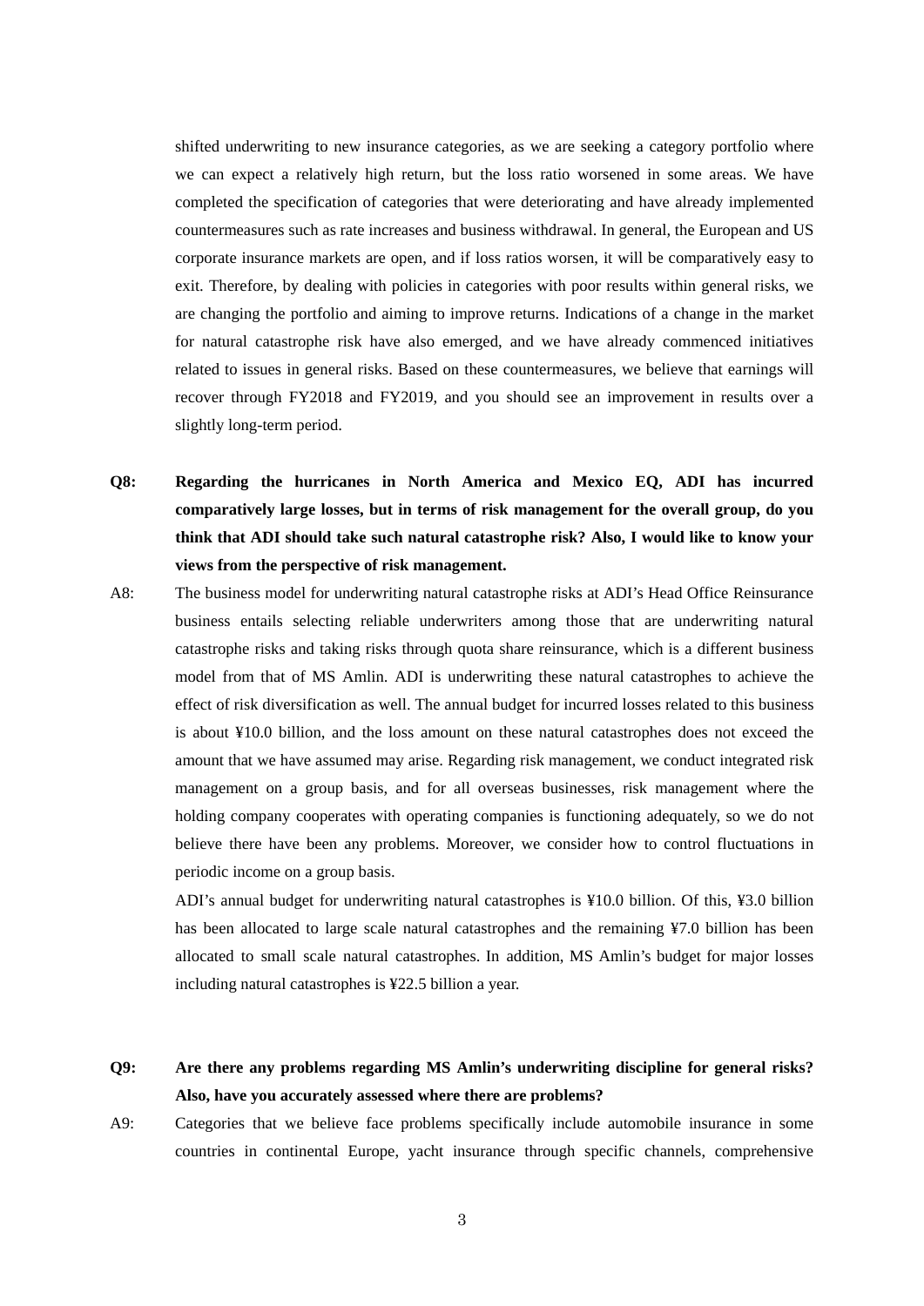shifted underwriting to new insurance categories, as we are seeking a category portfolio where we can expect a relatively high return, but the loss ratio worsened in some areas. We have completed the specification of categories that were deteriorating and have already implemented countermeasures such as rate increases and business withdrawal. In general, the European and US corporate insurance markets are open, and if loss ratios worsen, it will be comparatively easy to exit. Therefore, by dealing with policies in categories with poor results within general risks, we are changing the portfolio and aiming to improve returns. Indications of a change in the market for natural catastrophe risk have also emerged, and we have already commenced initiatives related to issues in general risks. Based on these countermeasures, we believe that earnings will recover through FY2018 and FY2019, and you should see an improvement in results over a slightly long-term period.

**Q8: Regarding the hurricanes in North America and Mexico EQ, ADI has incurred comparatively large losses, but in terms of risk management for the overall group, do you think that ADI should take such natural catastrophe risk? Also, I would like to know your views from the perspective of risk management.**

A8: The business model for underwriting natural catastrophe risks at ADI's Head Office Reinsurance business entails selecting reliable underwriters among those that are underwriting natural catastrophe risks and taking risks through quota share reinsurance, which is a different business model from that of MS Amlin. ADI is underwriting these natural catastrophes to achieve the effect of risk diversification as well. The annual budget for incurred losses related to this business is about ¥10.0 billion, and the loss amount on these natural catastrophes does not exceed the amount that we have assumed may arise. Regarding risk management, we conduct integrated risk management on a group basis, and for all overseas businesses, risk management where the holding company cooperates with operating companies is functioning adequately, so we do not believe there have been any problems. Moreover, we consider how to control fluctuations in periodic income on a group basis.

ADI's annual budget for underwriting natural catastrophes is ¥10.0 billion. Of this, ¥3.0 billion has been allocated to large scale natural catastrophes and the remaining ¥7.0 billion has been allocated to small scale natural catastrophes. In addition, MS Amlin's budget for major losses including natural catastrophes is ¥22.5 billion a year.

**Q9: Are there any problems regarding MS Amlin's underwriting discipline for general risks? Also, have you accurately assessed where there are problems?**

A9: Categories that we believe face problems specifically include automobile insurance in some countries in continental Europe, yacht insurance through specific channels, comprehensive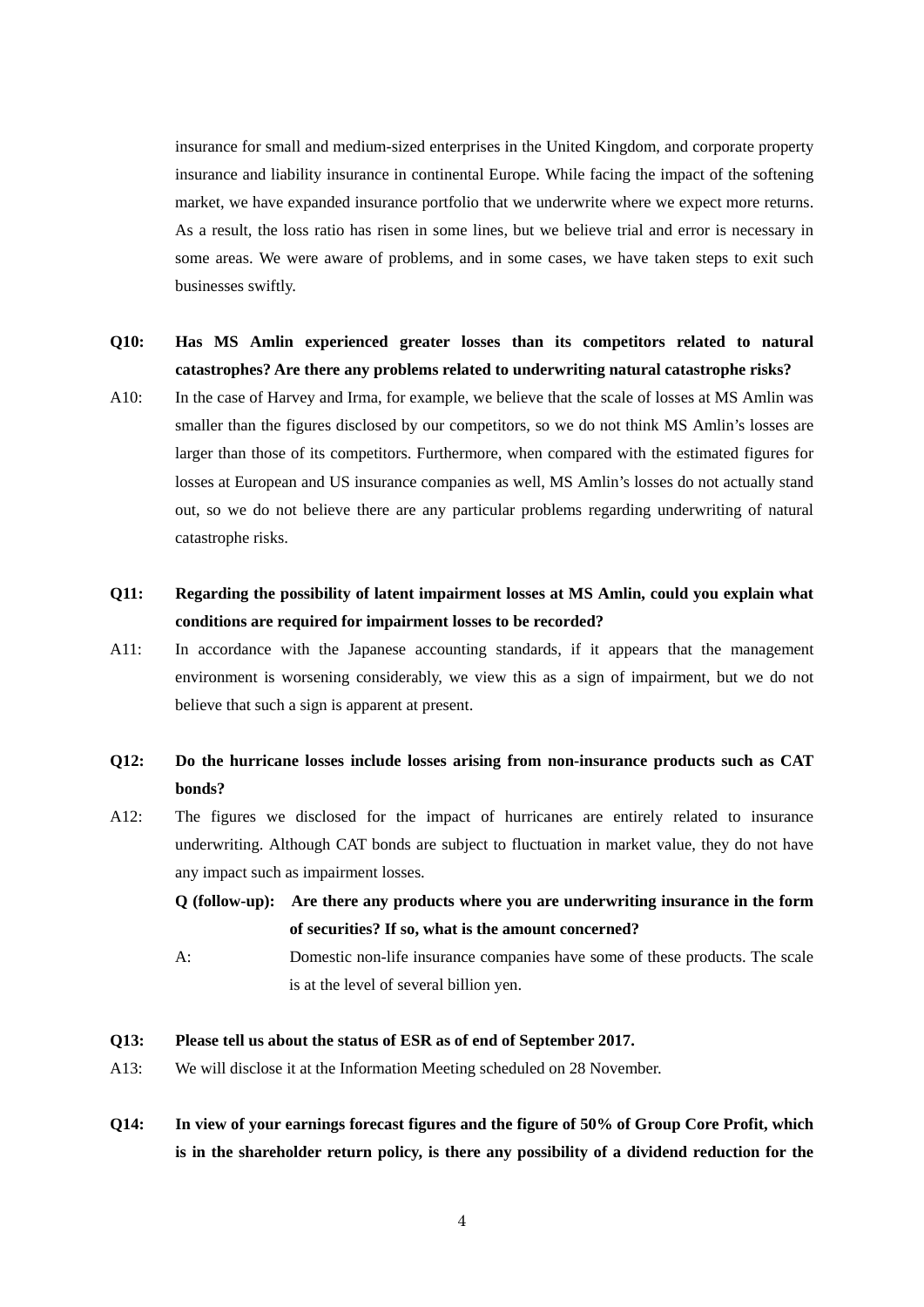insurance for small and medium-sized enterprises in the United Kingdom, and corporate property insurance and liability insurance in continental Europe. While facing the impact of the softening market, we have expanded insurance portfolio that we underwrite where we expect more returns. As a result, the loss ratio has risen in some lines, but we believe trial and error is necessary in some areas. We were aware of problems, and in some cases, we have taken steps to exit such businesses swiftly.

**Q10: Has MS Amlin experienced greater losses than its competitors related to natural catastrophes? Are there any problems related to underwriting natural catastrophe risks?**

A10: In the case of Harvey and Irma, for example, we believe that the scale of losses at MS Amlin was smaller than the figures disclosed by our competitors, so we do not think MS Amlin's losses are larger than those of its competitors. Furthermore, when compared with the estimated figures for losses at European and US insurance companies as well, MS Amlin's losses do not actually stand out, so we do not believe there are any particular problems regarding underwriting of natural catastrophe risks.

**Q11: Regarding the possibility of latent impairment losses at MS Amlin, could you explain what conditions are required for impairment losses to be recorded?**

A11: In accordance with the Japanese accounting standards, if it appears that the management environment is worsening considerably, we view this as a sign of impairment, but we do not believe that such a sign is apparent at present.

**Q12: Do the hurricane losses include losses arising from non-insurance products such as CAT bonds?**

A12: The figures we disclosed for the impact of hurricanes are entirely related to insurance underwriting. Although CAT bonds are subject to fluctuation in market value, they do not have any impact such as impairment losses.

**Q (follow-up): Are there any products where you are underwriting insurance in the form of securities? If so, what is the amount concerned?**

A: Domestic non-life insurance companies have some of these products. The scale is at the level of several billion yen.

**Q13: Please tell us about the status of ESR as of end of September 2017.**

A13: We will disclose it at the Information Meeting scheduled on 28 November.

**Q14: In view of your earnings forecast figures and the figure of 50% of Group Core Profit, which is in the shareholder return policy, is there any possibility of a dividend reduction for the**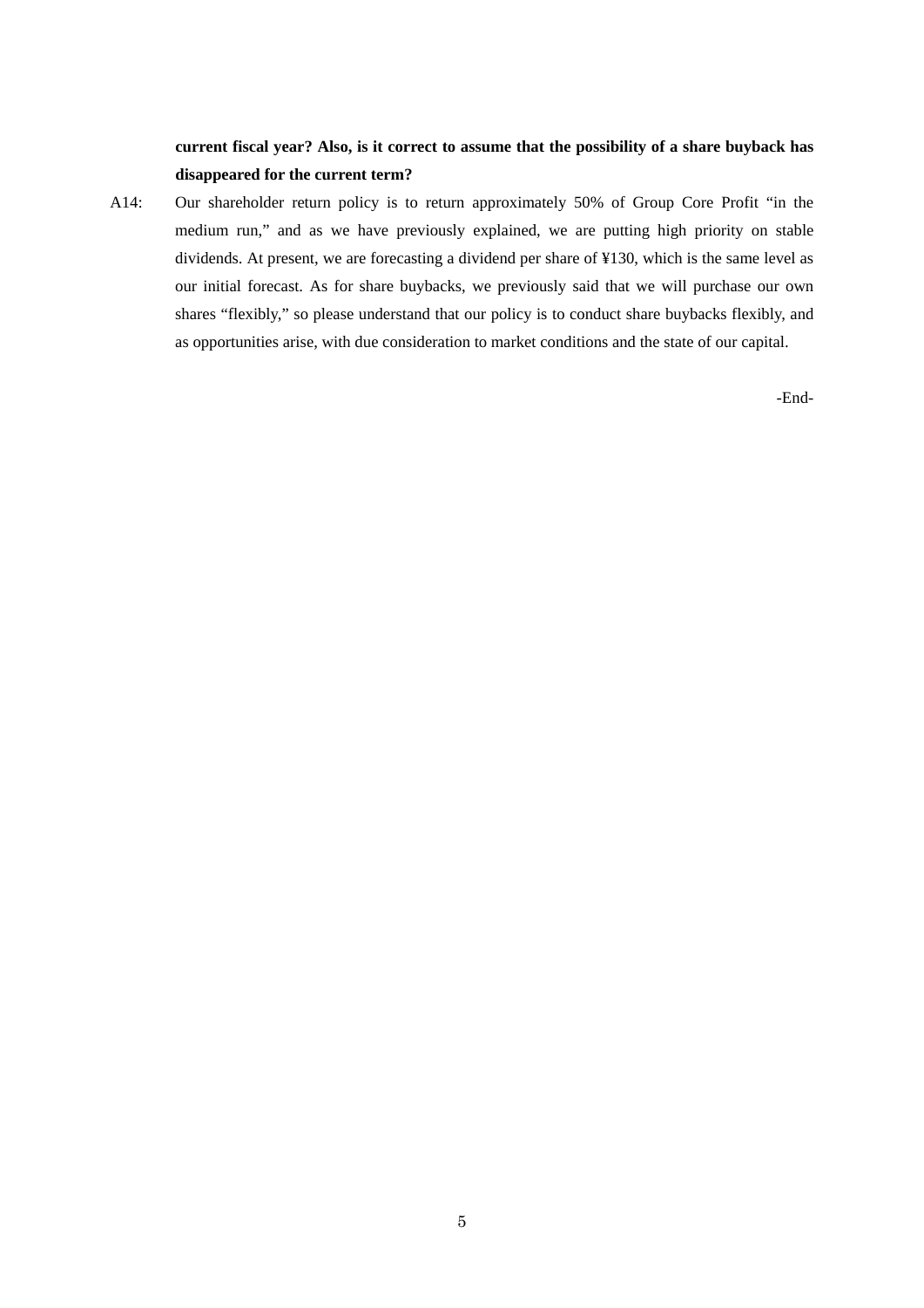**current fiscal year? Also, is it correct to assume that the possibility of a share buyback has disappeared for the current term?**

A14: Our shareholder return policy is to return approximately 50% of Group Core Profit "in the medium run," and as we have previously explained, we are putting high priority on stable dividends. At present, we are forecasting a dividend per share of ¥130, which is the same level as our initial forecast. As for share buybacks, we previously said that we will purchase our own shares "flexibly," so please understand that our policy is to conduct share buybacks flexibly, and as opportunities arise, with due consideration to market conditions and the state of our capital.

-End-